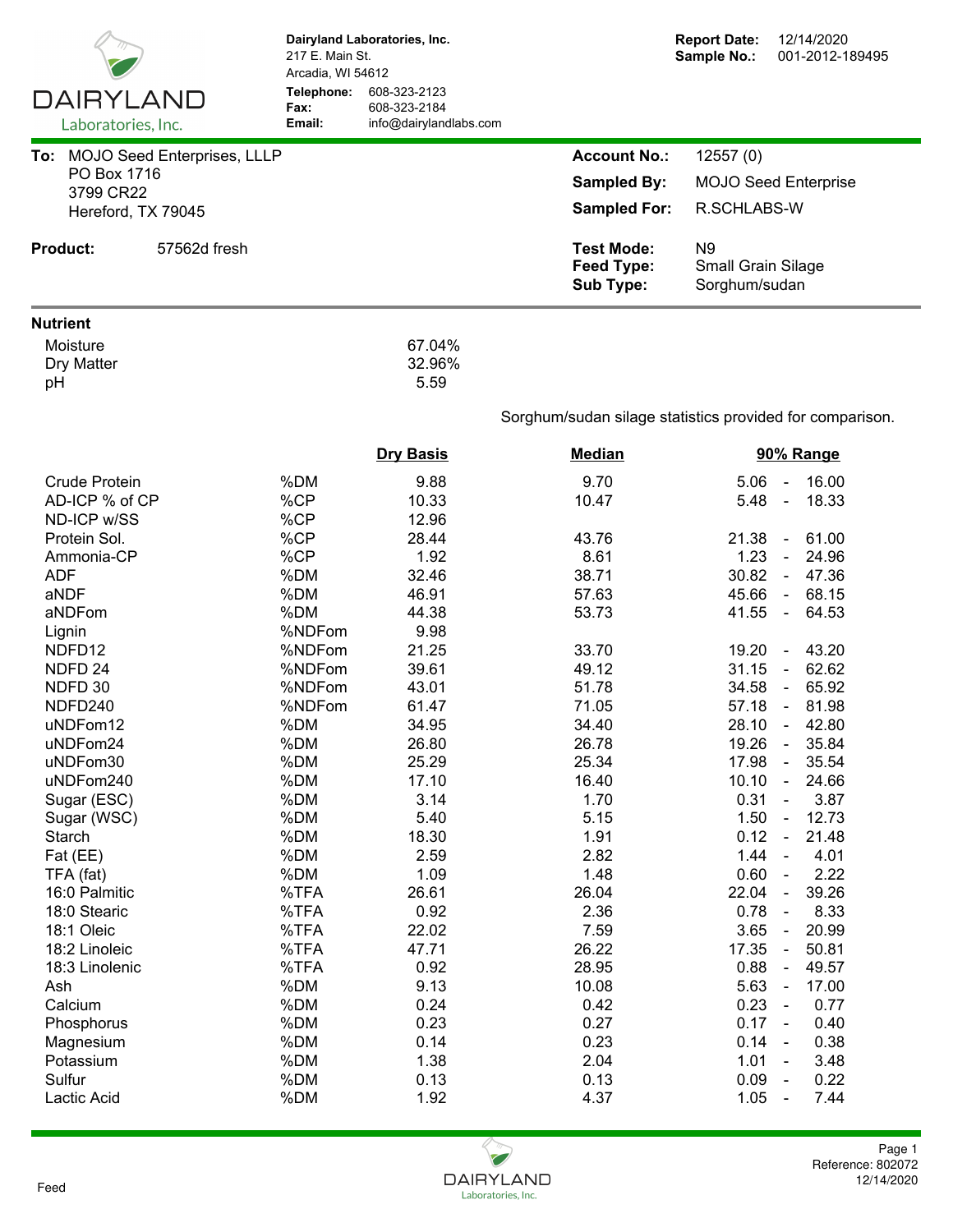**Dairyland Laboratories, Inc.**
217 E. Main St.
Arcadia, WI 54612
**Telephone:** 608-323-2123
**Fax:** 608-323-2184
**Email:** info@dairylandlabs.com

**Report Date:** 12/14/2020
**Sample No.:** 001-2012-189495

**To:** MOJO Seed Enterprises, LLLP
PO Box 1716
3799 CR22
Hereford, TX 79045

**Account No.:** 12557 (0)
**Sampled By:** MOJO Seed Enterprise
**Sampled For:** R.SCHLABS-W

**Product:** 57562d fresh

**Test Mode:** N9
**Feed Type:** Small Grain Silage
**Sub Type:** Sorghum/sudan

**Nutrient**

| | |
|---|---|
| Moisture | 67.04% |
| Dry Matter | 32.96% |
| pH | 5.59 |

Sorghum/sudan silage statistics provided for comparison.

| Nutrient | Unit | Dry Basis | Median | 90% Range |
|---|---|---|---|---|
| Crude Protein | %DM | 9.88 | 9.70 | 5.06 - 16.00 |
| AD-ICP % of CP | %CP | 10.33 | 10.47 | 5.48 - 18.33 |
| ND-ICP w/SS | %CP | 12.96 | | |
| Protein Sol. | %CP | 28.44 | 43.76 | 21.38 - 61.00 |
| Ammonia-CP | %CP | 1.92 | 8.61 | 1.23 - 24.96 |
| ADF | %DM | 32.46 | 38.71 | 30.82 - 47.36 |
| aNDF | %DM | 46.91 | 57.63 | 45.66 - 68.15 |
| aNDFom | %DM | 44.38 | 53.73 | 41.55 - 64.53 |
| Lignin | %NDFom | 9.98 | | |
| NDFD12 | %NDFom | 21.25 | 33.70 | 19.20 - 43.20 |
| NDFD 24 | %NDFom | 39.61 | 49.12 | 31.15 - 62.62 |
| NDFD 30 | %NDFom | 43.01 | 51.78 | 34.58 - 65.92 |
| NDFD240 | %NDFom | 61.47 | 71.05 | 57.18 - 81.98 |
| uNDFom12 | %DM | 34.95 | 34.40 | 28.10 - 42.80 |
| uNDFom24 | %DM | 26.80 | 26.78 | 19.26 - 35.84 |
| uNDFom30 | %DM | 25.29 | 25.34 | 17.98 - 35.54 |
| uNDFom240 | %DM | 17.10 | 16.40 | 10.10 - 24.66 |
| Sugar (ESC) | %DM | 3.14 | 1.70 | 0.31 - 3.87 |
| Sugar (WSC) | %DM | 5.40 | 5.15 | 1.50 - 12.73 |
| Starch | %DM | 18.30 | 1.91 | 0.12 - 21.48 |
| Fat (EE) | %DM | 2.59 | 2.82 | 1.44 - 4.01 |
| TFA (fat) | %DM | 1.09 | 1.48 | 0.60 - 2.22 |
| 16:0 Palmitic | %TFA | 26.61 | 26.04 | 22.04 - 39.26 |
| 18:0 Stearic | %TFA | 0.92 | 2.36 | 0.78 - 8.33 |
| 18:1 Oleic | %TFA | 22.02 | 7.59 | 3.65 - 20.99 |
| 18:2 Linoleic | %TFA | 47.71 | 26.22 | 17.35 - 50.81 |
| 18:3 Linolenic | %TFA | 0.92 | 28.95 | 0.88 - 49.57 |
| Ash | %DM | 9.13 | 10.08 | 5.63 - 17.00 |
| Calcium | %DM | 0.24 | 0.42 | 0.23 - 0.77 |
| Phosphorus | %DM | 0.23 | 0.27 | 0.17 - 0.40 |
| Magnesium | %DM | 0.14 | 0.23 | 0.14 - 0.38 |
| Potassium | %DM | 1.38 | 2.04 | 1.01 - 3.48 |
| Sulfur | %DM | 0.13 | 0.13 | 0.09 - 0.22 |
| Lactic Acid | %DM | 1.92 | 4.37 | 1.05 - 7.44 |

Feed

Reference: 802072
12/14/2020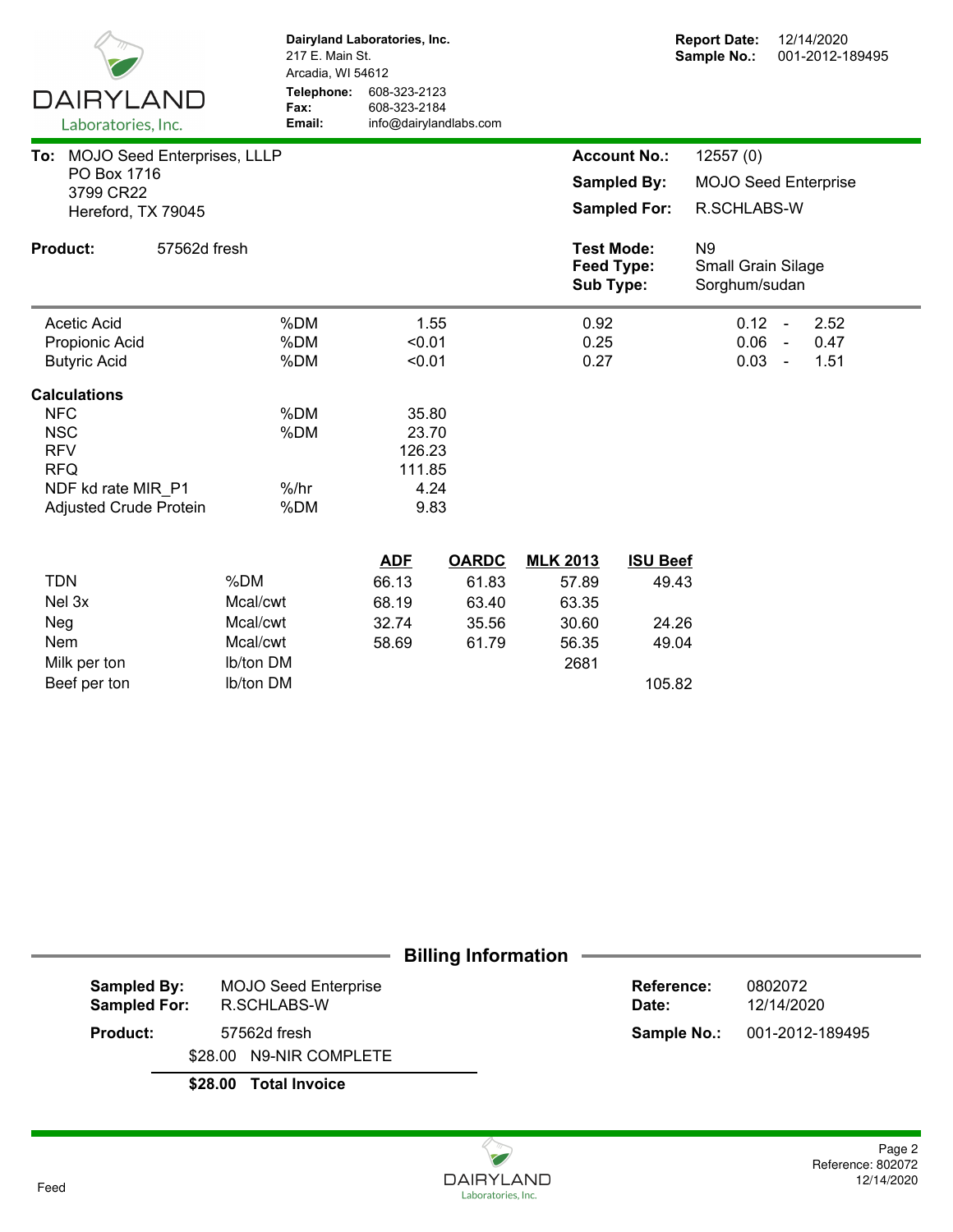**Dairyland Laboratories, Inc.**
217 E. Main St.
Arcadia, WI 54612
**Telephone:** 608-323-2123
**Fax:** 608-323-2184
**Email:** info@dairylandlabs.com

**Report Date:** 12/14/2020
**Sample No.:** 001-2012-189495

**To:** MOJO Seed Enterprises, LLLP
PO Box 1716
3799 CR22
Hereford, TX 79045

**Account No.:** 12557 (0)
**Sampled By:** MOJO Seed Enterprise
**Sampled For:** R.SCHLABS-W

**Product:** 57562d fresh

**Test Mode:** N9
**Feed Type:** Small Grain Silage
**Sub Type:** Sorghum/sudan

| | | | | |
|---|---|---|---|---|
| Acetic Acid | %DM | 1.55 | 0.92 | 0.12 - 2.52 |
| Propionic Acid | %DM | <0.01 | 0.25 | 0.06 - 0.47 |
| Butyric Acid | %DM | <0.01 | 0.27 | 0.03 - 1.51 |

**Calculations**

| | | |
|---|---|---|
| NFC | %DM | 35.80 |
| NSC | %DM | 23.70 |
| RFV | | 126.23 |
| RFQ | | 111.85 |
| NDF kd rate MIR_P1 | %/hr | 4.24 |
| Adjusted Crude Protein | %DM | 9.83 |

| | | ADF | OARDC | MLK 2013 | ISU Beef |
|---|---|---|---|---|---|
| TDN | %DM | 66.13 | 61.83 | 57.89 | 49.43 |
| Nel 3x | Mcal/cwt | 68.19 | 63.40 | 63.35 | |
| Neg | Mcal/cwt | 32.74 | 35.56 | 30.60 | 24.26 |
| Nem | Mcal/cwt | 58.69 | 61.79 | 56.35 | 49.04 |
| Milk per ton | lb/ton DM | | | 2681 | |
| Beef per ton | lb/ton DM | | | | 105.82 |

## Billing Information

**Sampled By:** MOJO Seed Enterprise
**Sampled For:** R.SCHLABS-W
**Product:** 57562d fresh

**Reference:** 0802072
**Date:** 12/14/2020
**Sample No.:** 001-2012-189495

| | |
|---|---|
| $28.00 | N9-NIR COMPLETE |
| **$28.00** | **Total Invoice** |

Feed